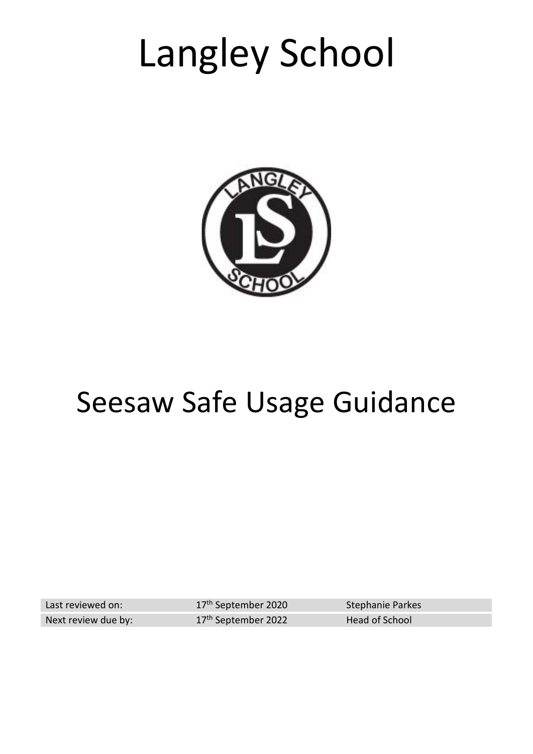# Langley School

# Seesaw Safe Usage Guidance

| Last reviewed on: | 17th September 2020 | Stephanie Parkes |
| --- | --- | --- |
| Next review due by: | 17th September 2022 | Head of School |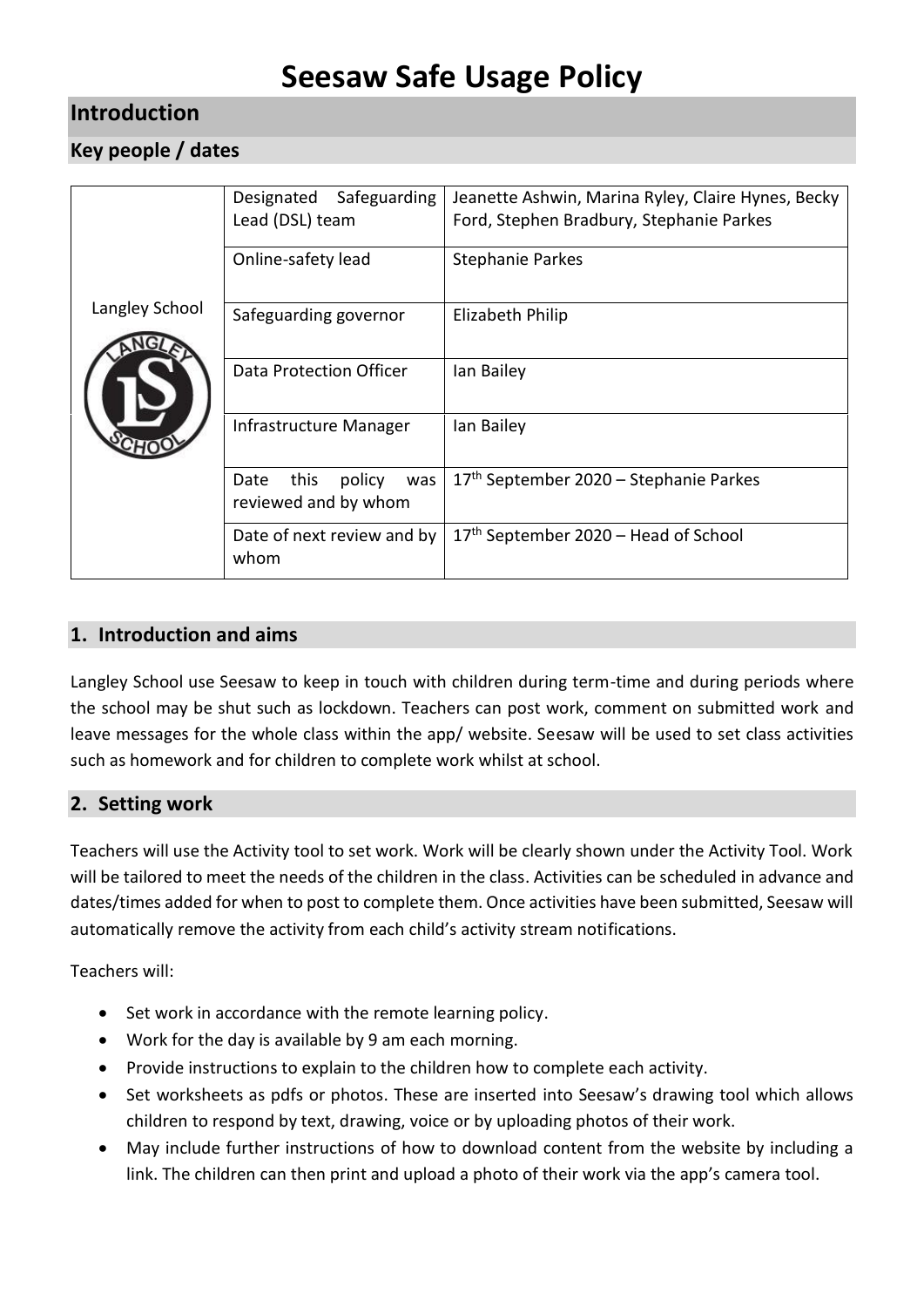# Seesaw Safe Usage Policy

## Introduction

### Key people / dates

| | | |
|---|---|---|
| Langley School | Designated Safeguarding Lead (DSL) team | Jeanette Ashwin, Marina Ryley, Claire Hynes, Becky Ford, Stephen Bradbury, Stephanie Parkes |
| | Online-safety lead | Stephanie Parkes |
| | Safeguarding governor | Elizabeth Philip |
| | Data Protection Officer | Ian Bailey |
| | Infrastructure Manager | Ian Bailey |
| | Date this policy was reviewed and by whom | 17th September 2020 – Stephanie Parkes |
| | Date of next review and by whom | 17th September 2020 – Head of School |

### 1. Introduction and aims

Langley School use Seesaw to keep in touch with children during term-time and during periods where the school may be shut such as lockdown. Teachers can post work, comment on submitted work and leave messages for the whole class within the app/ website. Seesaw will be used to set class activities such as homework and for children to complete work whilst at school.

### 2. Setting work

Teachers will use the Activity tool to set work. Work will be clearly shown under the Activity Tool. Work will be tailored to meet the needs of the children in the class. Activities can be scheduled in advance and dates/times added for when to post to complete them. Once activities have been submitted, Seesaw will automatically remove the activity from each child's activity stream notifications.

Teachers will:

- Set work in accordance with the remote learning policy.
- Work for the day is available by 9 am each morning.
- Provide instructions to explain to the children how to complete each activity.
- Set worksheets as pdfs or photos. These are inserted into Seesaw's drawing tool which allows children to respond by text, drawing, voice or by uploading photos of their work.
- May include further instructions of how to download content from the website by including a link. The children can then print and upload a photo of their work via the app's camera tool.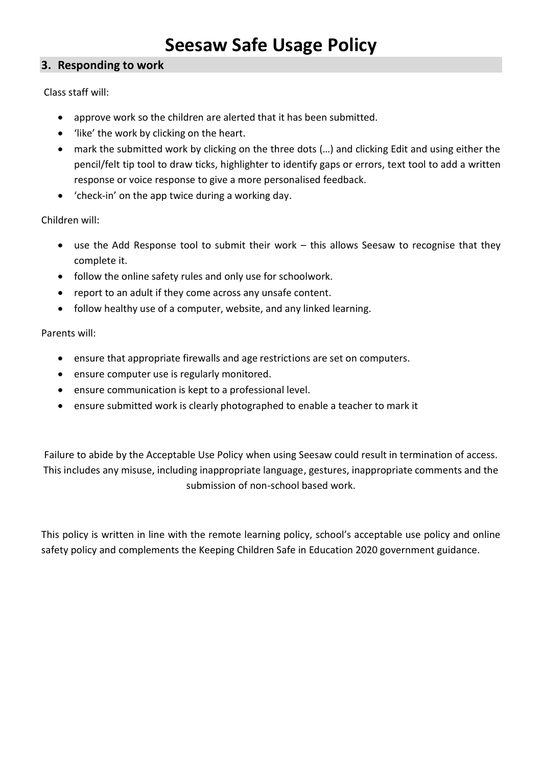# Seesaw Safe Usage Policy

## 3. Responding to work

Class staff will:

- approve work so the children are alerted that it has been submitted.
- 'like' the work by clicking on the heart.
- mark the submitted work by clicking on the three dots (…) and clicking Edit and using either the pencil/felt tip tool to draw ticks, highlighter to identify gaps or errors, text tool to add a written response or voice response to give a more personalised feedback.
- 'check-in' on the app twice during a working day.

Children will:

- use the Add Response tool to submit their work – this allows Seesaw to recognise that they complete it.
- follow the online safety rules and only use for schoolwork.
- report to an adult if they come across any unsafe content.
- follow healthy use of a computer, website, and any linked learning.

Parents will:

- ensure that appropriate firewalls and age restrictions are set on computers.
- ensure computer use is regularly monitored.
- ensure communication is kept to a professional level.
- ensure submitted work is clearly photographed to enable a teacher to mark it

Failure to abide by the Acceptable Use Policy when using Seesaw could result in termination of access. This includes any misuse, including inappropriate language, gestures, inappropriate comments and the submission of non-school based work.

This policy is written in line with the remote learning policy, school's acceptable use policy and online safety policy and complements the Keeping Children Safe in Education 2020 government guidance.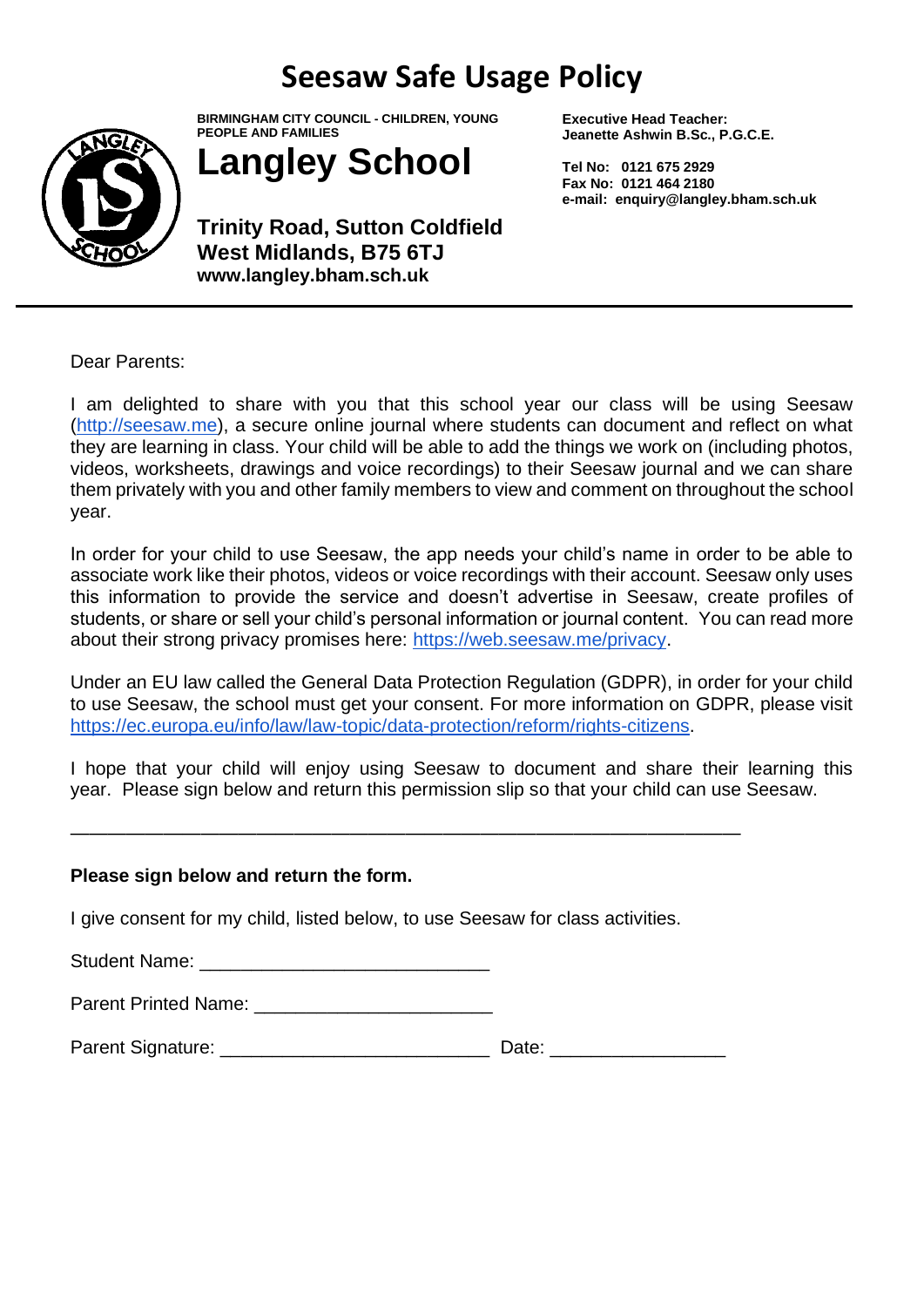# Seesaw Safe Usage Policy

**BIRMINGHAM CITY COUNCIL - CHILDREN, YOUNG PEOPLE AND FAMILIES**

# Langley School

**Trinity Road, Sutton Coldfield**
**West Midlands, B75 6TJ**
**www.langley.bham.sch.uk**

**Executive Head Teacher:**
**Jeanette Ashwin B.Sc., P.G.C.E.**

**Tel No: 0121 675 2929**
**Fax No: 0121 464 2180**
**e-mail: enquiry@langley.bham.sch.uk**

---

Dear Parents:

I am delighted to share with you that this school year our class will be using Seesaw (http://seesaw.me), a secure online journal where students can document and reflect on what they are learning in class. Your child will be able to add the things we work on (including photos, videos, worksheets, drawings and voice recordings) to their Seesaw journal and we can share them privately with you and other family members to view and comment on throughout the school year.

In order for your child to use Seesaw, the app needs your child's name in order to be able to associate work like their photos, videos or voice recordings with their account. Seesaw only uses this information to provide the service and doesn't advertise in Seesaw, create profiles of students, or share or sell your child's personal information or journal content. You can read more about their strong privacy promises here: https://web.seesaw.me/privacy.

Under an EU law called the General Data Protection Regulation (GDPR), in order for your child to use Seesaw, the school must get your consent. For more information on GDPR, please visit https://ec.europa.eu/info/law/law-topic/data-protection/reform/rights-citizens.

I hope that your child will enjoy using Seesaw to document and share their learning this year. Please sign below and return this permission slip so that your child can use Seesaw.

---

**Please sign below and return the form.**

I give consent for my child, listed below, to use Seesaw for class activities.

Student Name: ____________________________

Parent Printed Name: ______________________

Parent Signature: __________________________ Date: ________________